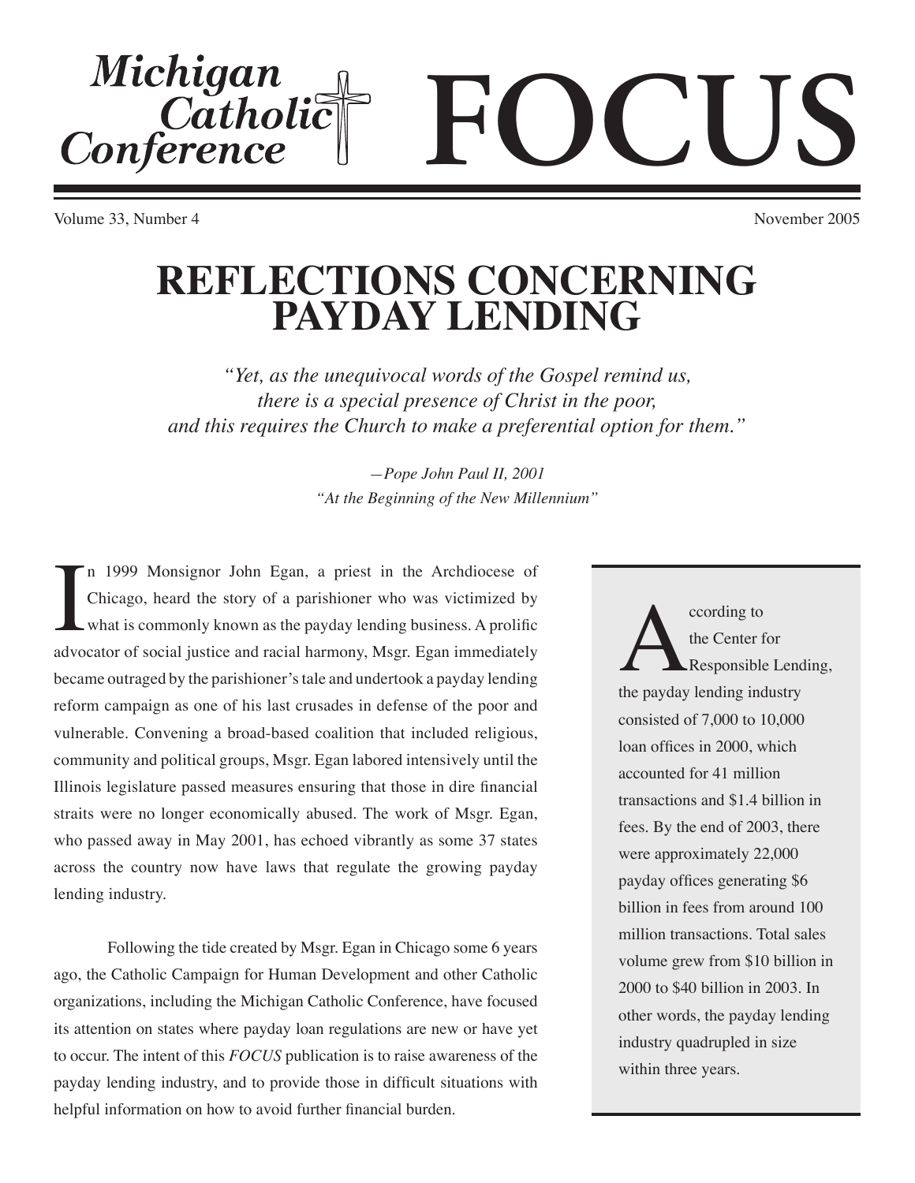# Michigan Catholic Conference FOCUS

Volume 33, Number 4

November 2005

## REFLECTIONS CONCERNING PAYDAY LENDING

*"Yet, as the unequivocal words of the Gospel remind us, there is a special presence of Christ in the poor, and this requires the Church to make a preferential option for them."*

*—Pope John Paul II, 2001*
*"At the Beginning of the New Millennium"*

In 1999 Monsignor John Egan, a priest in the Archdiocese of Chicago, heard the story of a parishioner who was victimized by what is commonly known as the payday lending business. A prolific advocator of social justice and racial harmony, Msgr. Egan immediately became outraged by the parishioner's tale and undertook a payday lending reform campaign as one of his last crusades in defense of the poor and vulnerable. Convening a broad-based coalition that included religious, community and political groups, Msgr. Egan labored intensively until the Illinois legislature passed measures ensuring that those in dire financial straits were no longer economically abused. The work of Msgr. Egan, who passed away in May 2001, has echoed vibrantly as some 37 states across the country now have laws that regulate the growing payday lending industry.

Following the tide created by Msgr. Egan in Chicago some 6 years ago, the Catholic Campaign for Human Development and other Catholic organizations, including the Michigan Catholic Conference, have focused its attention on states where payday loan regulations are new or have yet to occur. The intent of this *FOCUS* publication is to raise awareness of the payday lending industry, and to provide those in difficult situations with helpful information on how to avoid further financial burden.

According to the Center for Responsible Lending, the payday lending industry consisted of 7,000 to 10,000 loan offices in 2000, which accounted for 41 million transactions and $1.4 billion in fees. By the end of 2003, there were approximately 22,000 payday offices generating $6 billion in fees from around 100 million transactions. Total sales volume grew from $10 billion in 2000 to $40 billion in 2003. In other words, the payday lending industry quadrupled in size within three years.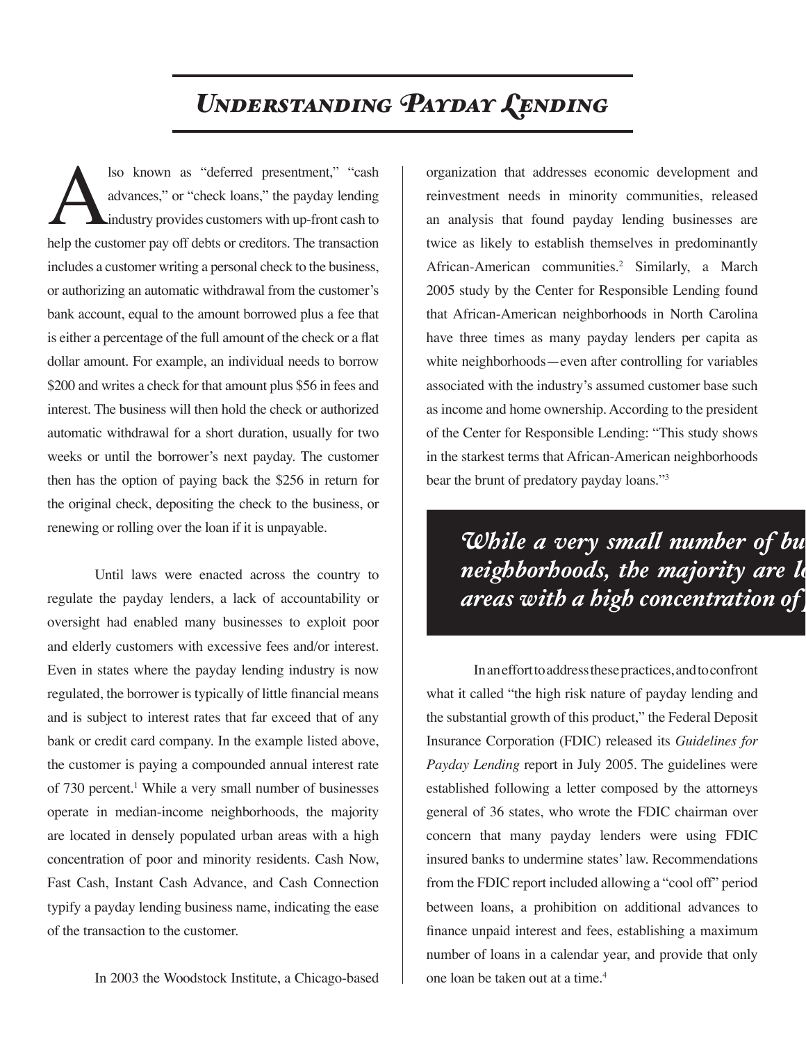# *Understanding Payday Lending*

Also known as "deferred presentment," "cash advances," or "check loans," the payday lending industry provides customers with up-front cash to help the customer pay off debts or creditors. The transaction includes a customer writing a personal check to the business, or authorizing an automatic withdrawal from the customer's bank account, equal to the amount borrowed plus a fee that is either a percentage of the full amount of the check or a flat dollar amount. For example, an individual needs to borrow $200 and writes a check for that amount plus $56 in fees and interest. The business will then hold the check or authorized automatic withdrawal for a short duration, usually for two weeks or until the borrower's next payday. The customer then has the option of paying back the $256 in return for the original check, depositing the check to the business, or renewing or rolling over the loan if it is unpayable.

Until laws were enacted across the country to regulate the payday lenders, a lack of accountability or oversight had enabled many businesses to exploit poor and elderly customers with excessive fees and/or interest. Even in states where the payday lending industry is now regulated, the borrower is typically of little financial means and is subject to interest rates that far exceed that of any bank or credit card company. In the example listed above, the customer is paying a compounded annual interest rate of 730 percent.[1] While a very small number of businesses operate in median-income neighborhoods, the majority are located in densely populated urban areas with a high concentration of poor and minority residents. Cash Now, Fast Cash, Instant Cash Advance, and Cash Connection typify a payday lending business name, indicating the ease of the transaction to the customer.

In 2003 the Woodstock Institute, a Chicago-based organization that addresses economic development and reinvestment needs in minority communities, released an analysis that found payday lending businesses are twice as likely to establish themselves in predominantly African-American communities.[2] Similarly, a March 2005 study by the Center for Responsible Lending found that African-American neighborhoods in North Carolina have three times as many payday lenders per capita as white neighborhoods—even after controlling for variables associated with the industry's assumed customer base such as income and home ownership. According to the president of the Center for Responsible Lending: "This study shows in the starkest terms that African-American neighborhoods bear the brunt of predatory payday loans."[3]

> ***While a very small number of bu neighborhoods, the majority are lo areas with a high concentration of***

In an effort to address these practices, and to confront what it called "the high risk nature of payday lending and the substantial growth of this product," the Federal Deposit Insurance Corporation (FDIC) released its *Guidelines for Payday Lending* report in July 2005. The guidelines were established following a letter composed by the attorneys general of 36 states, who wrote the FDIC chairman over concern that many payday lenders were using FDIC insured banks to undermine states' law. Recommendations from the FDIC report included allowing a "cool off" period between loans, a prohibition on additional advances to finance unpaid interest and fees, establishing a maximum number of loans in a calendar year, and provide that only one loan be taken out at a time.[4]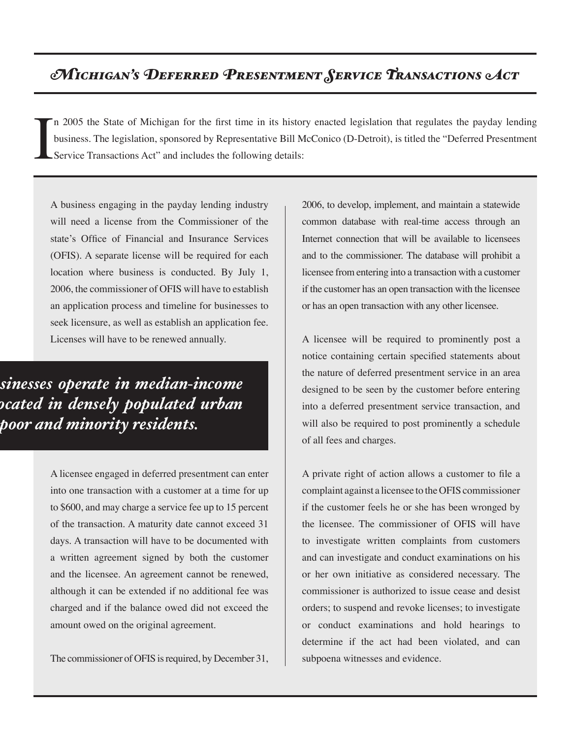## Michigan's Deferred Presentment Service Transactions Act

In 2005 the State of Michigan for the first time in its history enacted legislation that regulates the payday lending business. The legislation, sponsored by Representative Bill McConico (D-Detroit), is titled the "Deferred Presentment Service Transactions Act" and includes the following details:

A business engaging in the payday lending industry will need a license from the Commissioner of the state's Office of Financial and Insurance Services (OFIS). A separate license will be required for each location where business is conducted. By July 1, 2006, the commissioner of OFIS will have to establish an application process and timeline for businesses to seek licensure, as well as establish an application fee. Licenses will have to be renewed annually.

> ***sinesses operate in median-income ocated in densely populated urban poor and minority residents.***

A licensee engaged in deferred presentment can enter into one transaction with a customer at a time for up to $600, and may charge a service fee up to 15 percent of the transaction. A maturity date cannot exceed 31 days. A transaction will have to be documented with a written agreement signed by both the customer and the licensee. An agreement cannot be renewed, although it can be extended if no additional fee was charged and if the balance owed did not exceed the amount owed on the original agreement.

The commissioner of OFIS is required, by December 31, 2006, to develop, implement, and maintain a statewide common database with real-time access through an Internet connection that will be available to licensees and to the commissioner. The database will prohibit a licensee from entering into a transaction with a customer if the customer has an open transaction with the licensee or has an open transaction with any other licensee.

A licensee will be required to prominently post a notice containing certain specified statements about the nature of deferred presentment service in an area designed to be seen by the customer before entering into a deferred presentment service transaction, and will also be required to post prominently a schedule of all fees and charges.

A private right of action allows a customer to file a complaint against a licensee to the OFIS commissioner if the customer feels he or she has been wronged by the licensee. The commissioner of OFIS will have to investigate written complaints from customers and can investigate and conduct examinations on his or her own initiative as considered necessary. The commissioner is authorized to issue cease and desist orders; to suspend and revoke licenses; to investigate or conduct examinations and hold hearings to determine if the act had been violated, and can subpoena witnesses and evidence.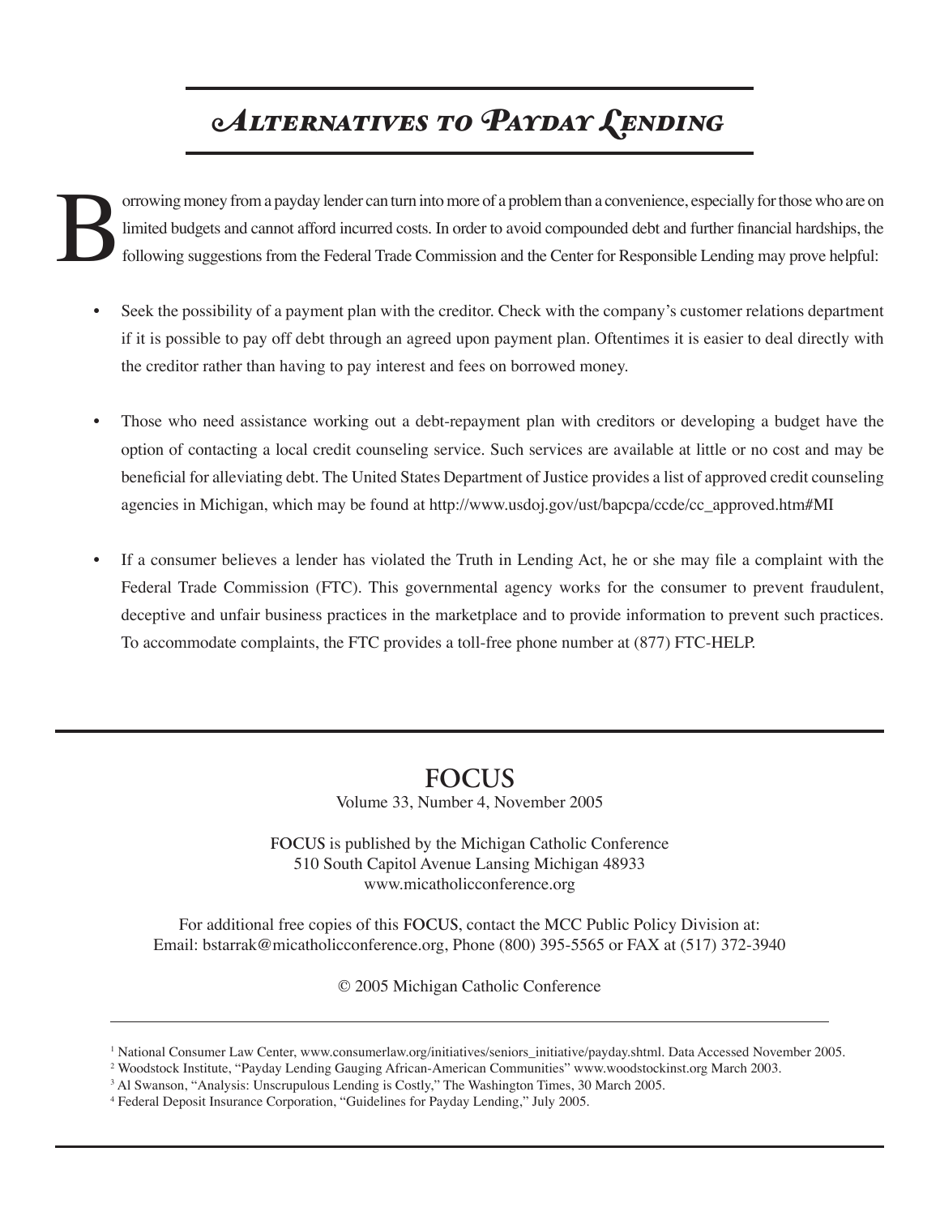# Alternatives to Payday Lending

Borrowing money from a payday lender can turn into more of a problem than a convenience, especially for those who are on limited budgets and cannot afford incurred costs. In order to avoid compounded debt and further financial hardships, the following suggestions from the Federal Trade Commission and the Center for Responsible Lending may prove helpful:

- Seek the possibility of a payment plan with the creditor. Check with the company's customer relations department if it is possible to pay off debt through an agreed upon payment plan. Oftentimes it is easier to deal directly with the creditor rather than having to pay interest and fees on borrowed money.

- Those who need assistance working out a debt-repayment plan with creditors or developing a budget have the option of contacting a local credit counseling service. Such services are available at little or no cost and may be beneficial for alleviating debt. The United States Department of Justice provides a list of approved credit counseling agencies in Michigan, which may be found at http://www.usdoj.gov/ust/bapcpa/ccde/cc_approved.htm#MI

- If a consumer believes a lender has violated the Truth in Lending Act, he or she may file a complaint with the Federal Trade Commission (FTC). This governmental agency works for the consumer to prevent fraudulent, deceptive and unfair business practices in the marketplace and to provide information to prevent such practices. To accommodate complaints, the FTC provides a toll-free phone number at (877) FTC-HELP.

## FOCUS

Volume 33, Number 4, November 2005

FOCUS is published by the Michigan Catholic Conference
510 South Capitol Avenue Lansing Michigan 48933
www.micatholicconference.org

For additional free copies of this FOCUS, contact the MCC Public Policy Division at:
Email: bstarrak@micatholicconference.org, Phone (800) 395-5565 or FAX at (517) 372-3940

© 2005 Michigan Catholic Conference

---

[1] National Consumer Law Center, www.consumerlaw.org/initiatives/seniors_initiative/payday.shtml. Data Accessed November 2005.
[2] Woodstock Institute, "Payday Lending Gauging African-American Communities" www.woodstockinst.org March 2003.
[3] Al Swanson, "Analysis: Unscrupulous Lending is Costly," The Washington Times, 30 March 2005.
[4] Federal Deposit Insurance Corporation, "Guidelines for Payday Lending," July 2005.